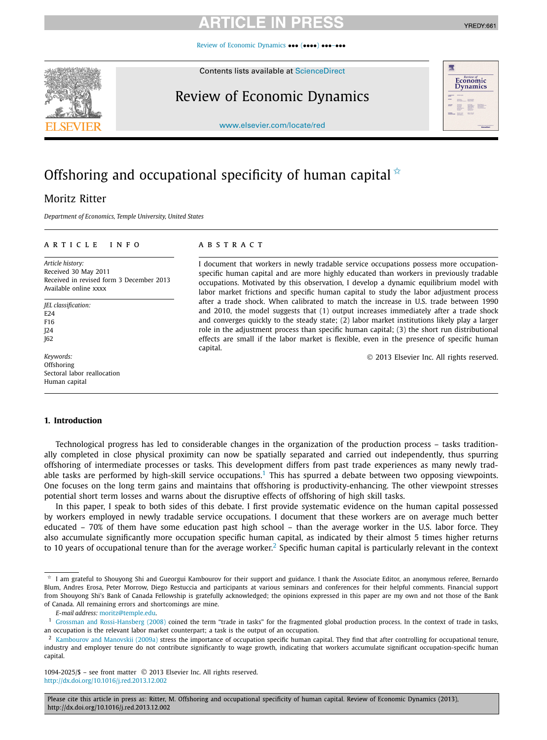# Offshoring and occupational specificity of human capital [☆]

Moritz Ritter

*Department of Economics, Temple University, United States*

**ARTICLE INFO**

*Article history:*
Received 30 May 2011
Received in revised form 3 December 2013
Available online xxxx

*JEL classification:*
E24
F16
J24
J62

*Keywords:*
Offshoring
Sectoral labor reallocation
Human capital

**ABSTRACT**

I document that workers in newly tradable service occupations possess more occupation-specific human capital and are more highly educated than workers in previously tradable occupations. Motivated by this observation, I develop a dynamic equilibrium model with labor market frictions and specific human capital to study the labor adjustment process after a trade shock. When calibrated to match the increase in U.S. trade between 1990 and 2010, the model suggests that (1) output increases immediately after a trade shock and converges quickly to the steady state; (2) labor market institutions likely play a larger role in the adjustment process than specific human capital; (3) the short run distributional effects are small if the labor market is flexible, even in the presence of specific human capital.

© 2013 Elsevier Inc. All rights reserved.

## 1. Introduction

Technological progress has led to considerable changes in the organization of the production process – tasks traditionally completed in close physical proximity can now be spatially separated and carried out independently, thus spurring offshoring of intermediate processes or tasks. This development differs from past trade experiences as many newly tradable tasks are performed by high-skill service occupations.[1] This has spurred a debate between two opposing viewpoints. One focuses on the long term gains and maintains that offshoring is productivity-enhancing. The other viewpoint stresses potential short term losses and warns about the disruptive effects of offshoring of high skill tasks.

In this paper, I speak to both sides of this debate. I first provide systematic evidence on the human capital possessed by workers employed in newly tradable service occupations. I document that these workers are on average much better educated – 70% of them have some education past high school – than the average worker in the U.S. labor force. They also accumulate significantly more occupation specific human capital, as indicated by their almost 5 times higher returns to 10 years of occupational tenure than for the average worker.[2] Specific human capital is particularly relevant in the context

---

☆ I am grateful to Shouyong Shi and Gueorgui Kambourov for their support and guidance. I thank the Associate Editor, an anonymous referee, Bernardo Blum, Andres Erosa, Peter Morrow, Diego Restuccia and participants at various seminars and conferences for their helpful comments. Financial support from Shouyong Shi's Bank of Canada Fellowship is gratefully acknowledged; the opinions expressed in this paper are my own and not those of the Bank of Canada. All remaining errors and shortcomings are mine.

*E-mail address:* moritz@temple.edu.

[1] Grossman and Rossi-Hansberg (2008) coined the term "trade in tasks" for the fragmented global production process. In the context of trade in tasks, an occupation is the relevant labor market counterpart; a task is the output of an occupation.

[2] Kambourov and Manovskii (2009a) stress the importance of occupation specific human capital. They find that after controlling for occupational tenure, industry and employer tenure do not contribute significantly to wage growth, indicating that workers accumulate significant occupation-specific human capital.

1094-2025/$ – see front matter © 2013 Elsevier Inc. All rights reserved.
http://dx.doi.org/10.1016/j.red.2013.12.002

Please cite this article in press as: Ritter, M. Offshoring and occupational specificity of human capital. Review of Economic Dynamics (2013), http://dx.doi.org/10.1016/j.red.2013.12.002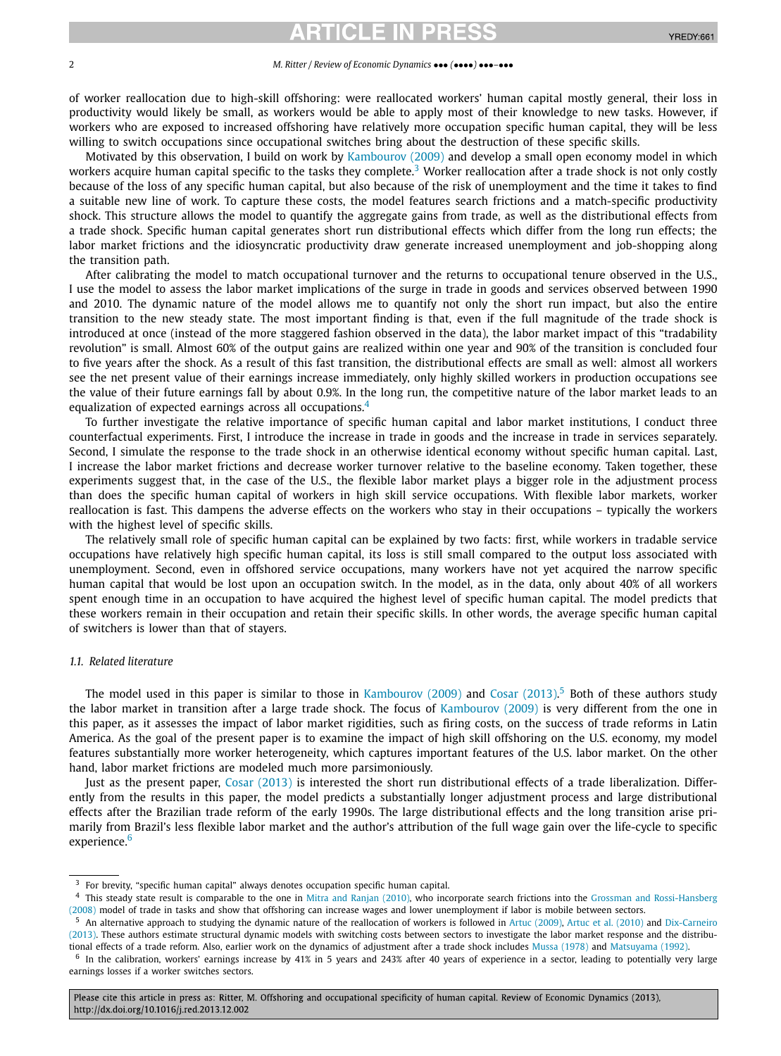of worker reallocation due to high-skill offshoring: were reallocated workers' human capital mostly general, their loss in productivity would likely be small, as workers would be able to apply most of their knowledge to new tasks. However, if workers who are exposed to increased offshoring have relatively more occupation specific human capital, they will be less willing to switch occupations since occupational switches bring about the destruction of these specific skills.

Motivated by this observation, I build on work by Kambourov (2009) and develop a small open economy model in which workers acquire human capital specific to the tasks they complete.[3] Worker reallocation after a trade shock is not only costly because of the loss of any specific human capital, but also because of the risk of unemployment and the time it takes to find a suitable new line of work. To capture these costs, the model features search frictions and a match-specific productivity shock. This structure allows the model to quantify the aggregate gains from trade, as well as the distributional effects from a trade shock. Specific human capital generates short run distributional effects which differ from the long run effects; the labor market frictions and the idiosyncratic productivity draw generate increased unemployment and job-shopping along the transition path.

After calibrating the model to match occupational turnover and the returns to occupational tenure observed in the U.S., I use the model to assess the labor market implications of the surge in trade in goods and services observed between 1990 and 2010. The dynamic nature of the model allows me to quantify not only the short run impact, but also the entire transition to the new steady state. The most important finding is that, even if the full magnitude of the trade shock is introduced at once (instead of the more staggered fashion observed in the data), the labor market impact of this "tradability revolution" is small. Almost 60% of the output gains are realized within one year and 90% of the transition is concluded four to five years after the shock. As a result of this fast transition, the distributional effects are small as well: almost all workers see the net present value of their earnings increase immediately, only highly skilled workers in production occupations see the value of their future earnings fall by about 0.9%. In the long run, the competitive nature of the labor market leads to an equalization of expected earnings across all occupations.[4]

To further investigate the relative importance of specific human capital and labor market institutions, I conduct three counterfactual experiments. First, I introduce the increase in trade in goods and the increase in trade in services separately. Second, I simulate the response to the trade shock in an otherwise identical economy without specific human capital. Last, I increase the labor market frictions and decrease worker turnover relative to the baseline economy. Taken together, these experiments suggest that, in the case of the U.S., the flexible labor market plays a bigger role in the adjustment process than does the specific human capital of workers in high skill service occupations. With flexible labor markets, worker reallocation is fast. This dampens the adverse effects on the workers who stay in their occupations – typically the workers with the highest level of specific skills.

The relatively small role of specific human capital can be explained by two facts: first, while workers in tradable service occupations have relatively high specific human capital, its loss is still small compared to the output loss associated with unemployment. Second, even in offshored service occupations, many workers have not yet acquired the narrow specific human capital that would be lost upon an occupation switch. In the model, as in the data, only about 40% of all workers spent enough time in an occupation to have acquired the highest level of specific human capital. The model predicts that these workers remain in their occupation and retain their specific skills. In other words, the average specific human capital of switchers is lower than that of stayers.

### 1.1. *Related literature*

The model used in this paper is similar to those in Kambourov (2009) and Cosar (2013).[5] Both of these authors study the labor market in transition after a large trade shock. The focus of Kambourov (2009) is very different from the one in this paper, as it assesses the impact of labor market rigidities, such as firing costs, on the success of trade reforms in Latin America. As the goal of the present paper is to examine the impact of high skill offshoring on the U.S. economy, my model features substantially more worker heterogeneity, which captures important features of the U.S. labor market. On the other hand, labor market frictions are modeled much more parsimoniously.

Just as the present paper, Cosar (2013) is interested the short run distributional effects of a trade liberalization. Differently from the results in this paper, the model predicts a substantially longer adjustment process and large distributional effects after the Brazilian trade reform of the early 1990s. The large distributional effects and the long transition arise primarily from Brazil's less flexible labor market and the author's attribution of the full wage gain over the life-cycle to specific experience.[6]

---

[3] For brevity, "specific human capital" always denotes occupation specific human capital.

[4] This steady state result is comparable to the one in Mitra and Ranjan (2010), who incorporate search frictions into the Grossman and Rossi-Hansberg (2008) model of trade in tasks and show that offshoring can increase wages and lower unemployment if labor is mobile between sectors.

[5] An alternative approach to studying the dynamic nature of the reallocation of workers is followed in Artuc (2009), Artuc et al. (2010) and Dix-Carneiro (2013). These authors estimate structural dynamic models with switching costs between sectors to investigate the labor market response and the distributional effects of a trade reform. Also, earlier work on the dynamics of adjustment after a trade shock includes Mussa (1978) and Matsuyama (1992).

[6] In the calibration, workers' earnings increase by 41% in 5 years and 243% after 40 years of experience in a sector, leading to potentially very large earnings losses if a worker switches sectors.

Please cite this article in press as: Ritter, M. Offshoring and occupational specificity of human capital. Review of Economic Dynamics (2013), http://dx.doi.org/10.1016/j.red.2013.12.002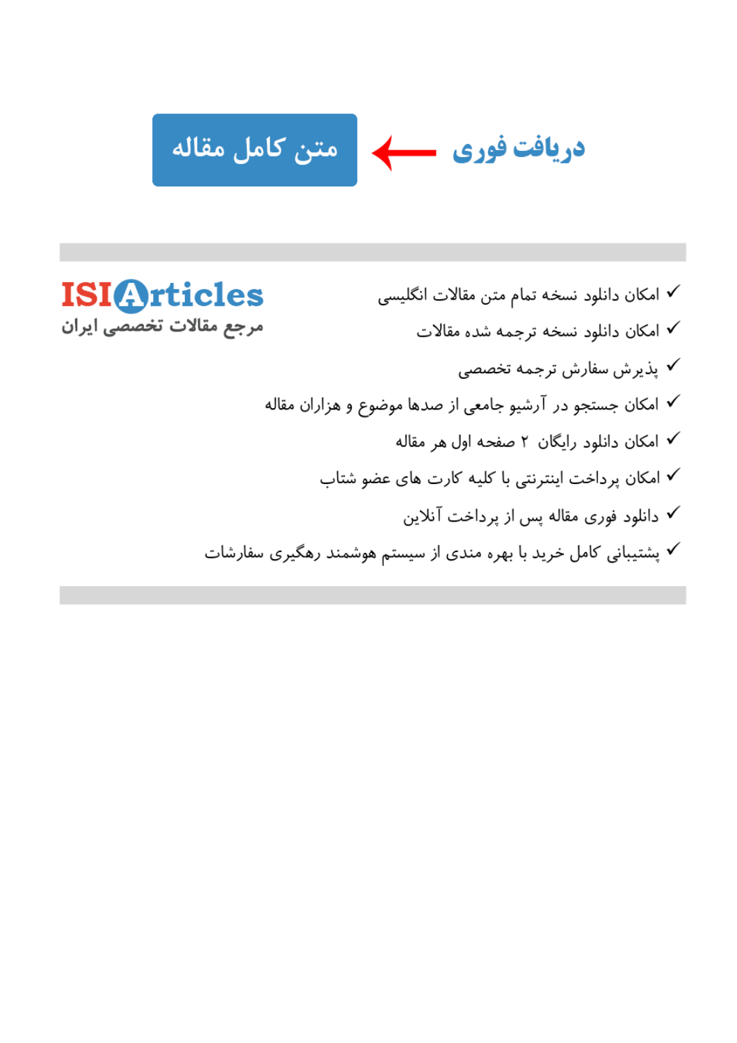دریافت فوری ← متن کامل مقاله

**ISIArticles**
مرجع مقالات تخصصی ایران

- ✓ امکان دانلود نسخه تمام متن مقالات انگلیسی
- ✓ امکان دانلود نسخه ترجمه شده مقالات
- ✓ پذیرش سفارش ترجمه تخصصی
- ✓ امکان جستجو در آرشیو جامعی از صدها موضوع و هزاران مقاله
- ✓ امکان دانلود رایگان ۲ صفحه اول هر مقاله
- ✓ امکان پرداخت اینترنتی با کلیه کارت های عضو شتاب
- ✓ دانلود فوری مقاله پس از پرداخت آنلاین
- ✓ پشتیبانی کامل خرید با بهره مندی از سیستم هوشمند رهگیری سفارشات